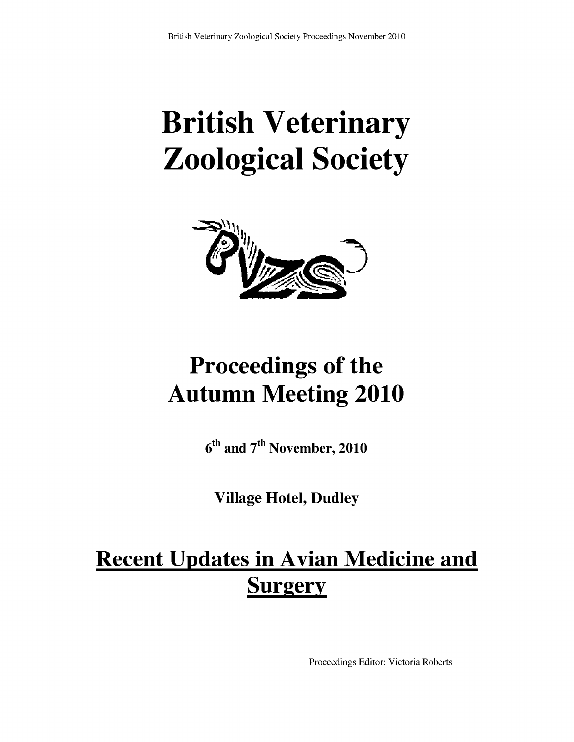# British Veterinary Zoological Society

# Proceedings of the Autumn Meeting 2010

**6th and 7th November, 2010**

**Village Hotel, Dudley**

## Recent Updates in Avian Medicine and Surgery

Proceedings Editor: Victoria Roberts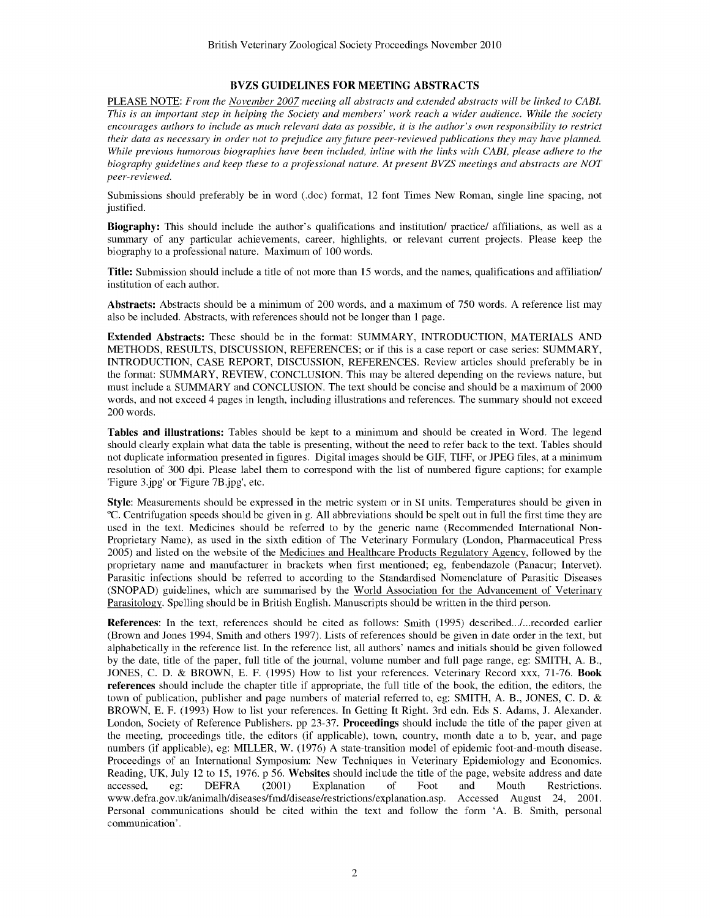## BVZS GUIDELINES FOR MEETING ABSTRACTS

PLEASE NOTE: *From the November 2007 meeting all abstracts and extended abstracts will be linked to CABI. This is an important step in helping the Society and members' work reach a wider audience. While the society encourages authors to include as much relevant data as possible, it is the author's own responsibility to restrict their data as necessary in order not to prejudice any future peer-reviewed publications they may have planned. While previous humorous biographies have been included, inline with the links with CABI, please adhere to the biography guidelines and keep these to a professional nature. At present BVZS meetings and abstracts are NOT peer-reviewed.*

Submissions should preferably be in word (.doc) format, 12 font Times New Roman, single line spacing, not justified.

**Biography:** This should include the author's qualifications and institution/ practice/ affiliations, as well as a summary of any particular achievements, career, highlights, or relevant current projects. Please keep the biography to a professional nature. Maximum of 100 words.

**Title:** Submission should include a title of not more than 15 words, and the names, qualifications and affiliation/ institution of each author.

**Abstracts:** Abstracts should be a minimum of 200 words, and a maximum of 750 words. A reference list may also be included. Abstracts, with references should not be longer than 1 page.

**Extended Abstracts:** These should be in the format: SUMMARY, INTRODUCTION, MATERIALS AND METHODS, RESULTS, DISCUSSION, REFERENCES; or if this is a case report or case series: SUMMARY, INTRODUCTION, CASE REPORT, DISCUSSION, REFERENCES. Review articles should preferably be in the format: SUMMARY, REVIEW, CONCLUSION. This may be altered depending on the reviews nature, but must include a SUMMARY and CONCLUSION. The text should be concise and should be a maximum of 2000 words, and not exceed 4 pages in length, including illustrations and references. The summary should not exceed 200 words.

**Tables and illustrations:** Tables should be kept to a minimum and should be created in Word. The legend should clearly explain what data the table is presenting, without the need to refer back to the text. Tables should not duplicate information presented in figures. Digital images should be GIF, TIFF, or JPEG files, at a minimum resolution of 300 dpi. Please label them to correspond with the list of numbered figure captions; for example 'Figure 3.jpg' or 'Figure 7B.jpg', etc.

**Style**: Measurements should be expressed in the metric system or in SI units. Temperatures should be given in ºC. Centrifugation speeds should be given in g. All abbreviations should be spelt out in full the first time they are used in the text. Medicines should be referred to by the generic name (Recommended International Non-Proprietary Name), as used in the sixth edition of The Veterinary Formulary (London, Pharmaceutical Press 2005) and listed on the website of the Medicines and Healthcare Products Regulatory Agency, followed by the proprietary name and manufacturer in brackets when first mentioned; eg, fenbendazole (Panacur; Intervet). Parasitic infections should be referred to according to the Standardised Nomenclature of Parasitic Diseases (SNOPAD) guidelines, which are summarised by the World Association for the Advancement of Veterinary Parasitology. Spelling should be in British English. Manuscripts should be written in the third person.

**References**: In the text, references should be cited as follows: Smith (1995) described.../...recorded earlier (Brown and Jones 1994, Smith and others 1997). Lists of references should be given in date order in the text, but alphabetically in the reference list. In the reference list, all authors' names and initials should be given followed by the date, title of the paper, full title of the journal, volume number and full page range, eg: SMITH, A. B., JONES, C. D. & BROWN, E. F. (1995) How to list your references. Veterinary Record xxx, 71-76. **Book references** should include the chapter title if appropriate, the full title of the book, the edition, the editors, the town of publication, publisher and page numbers of material referred to, eg: SMITH, A. B., JONES, C. D. & BROWN, E. F. (1993) How to list your references. In Getting It Right. 3rd edn. Eds S. Adams, J. Alexander. London, Society of Reference Publishers. pp 23-37. **Proceedings** should include the title of the paper given at the meeting, proceedings title, the editors (if applicable), town, country, month date a to b, year, and page numbers (if applicable), eg: MILLER, W. (1976) A state-transition model of epidemic foot-and-mouth disease. Proceedings of an International Symposium: New Techniques in Veterinary Epidemiology and Economics. Reading, UK, July 12 to 15, 1976. p 56. **Websites** should include the title of the page, website address and date accessed, eg: DEFRA (2001) Explanation of Foot and Mouth Restrictions. www.defra.gov.uk/animalh/diseases/fmd/disease/restrictions/explanation.asp. Accessed August 24, 2001. Personal communications should be cited within the text and follow the form 'A. B. Smith, personal communication'.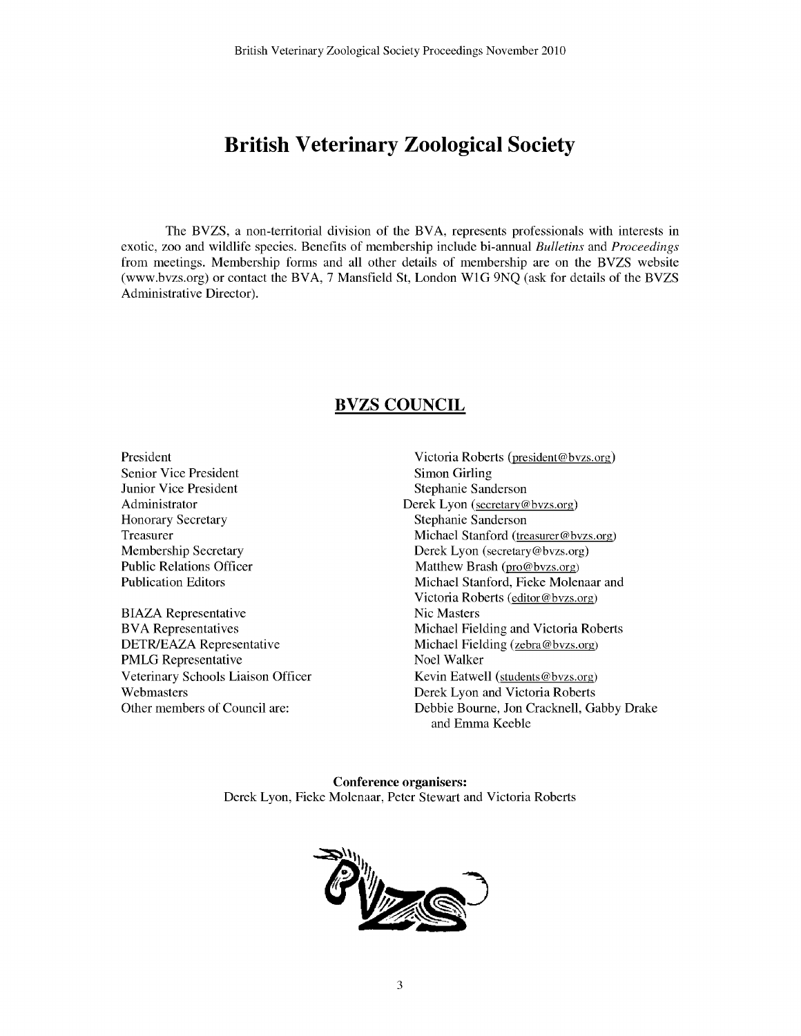# British Veterinary Zoological Society

The BVZS, a non-territorial division of the BVA, represents professionals with interests in exotic, zoo and wildlife species. Benefits of membership include bi-annual *Bulletins* and *Proceedings* from meetings. Membership forms and all other details of membership are on the BVZS website (www.bvzs.org) or contact the BVA, 7 Mansfield St, London W1G 9NQ (ask for details of the BVZS Administrative Director).

## BVZS COUNCIL

| | |
|---|---|
| President | Victoria Roberts (president@bvzs.org) |
| Senior Vice President | Simon Girling |
| Junior Vice President | Stephanie Sanderson |
| Administrator | Derek Lyon (secretary@bvzs.org) |
| Honorary Secretary | Stephanie Sanderson |
| Treasurer | Michael Stanford (treasurer@bvzs.org) |
| Membership Secretary | Derek Lyon (secretary@bvzs.org) |
| Public Relations Officer | Matthew Brash (pro@bvzs.org) |
| Publication Editors | Michael Stanford, Fieke Molenaar and Victoria Roberts (editor@bvzs.org) |
| BIAZA Representative | Nic Masters |
| BVA Representatives | Michael Fielding and Victoria Roberts |
| DETR/EAZA Representative | Michael Fielding (zebra@bvzs.org) |
| PMLG Representative | Noel Walker |
| Veterinary Schools Liaison Officer | Kevin Eatwell (students@bvzs.org) |
| Webmasters | Derek Lyon and Victoria Roberts |
| Other members of Council are: | Debbie Bourne, Jon Cracknell, Gabby Drake and Emma Keeble |

**Conference organisers:**
Derek Lyon, Fieke Molenaar, Peter Stewart and Victoria Roberts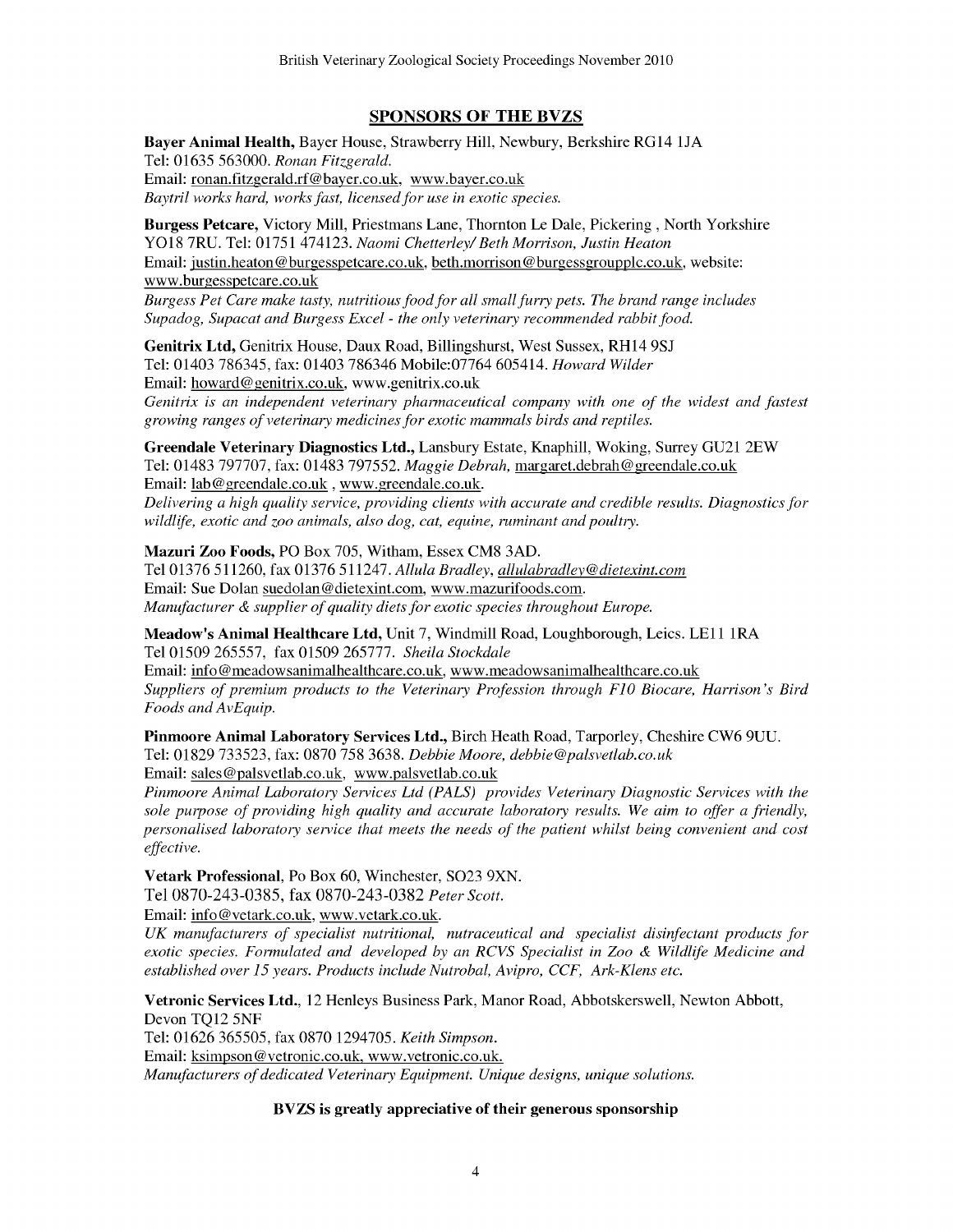## SPONSORS OF THE BVZS

**Bayer Animal Health,** Bayer House, Strawberry Hill, Newbury, Berkshire RG14 1JA
Tel: 01635 563000. *Ronan Fitzgerald.*
Email: ronan.fitzgerald.rf@bayer.co.uk, www.bayer.co.uk
*Baytril works hard, works fast, licensed for use in exotic species.*

**Burgess Petcare,** Victory Mill, Priestmans Lane, Thornton Le Dale, Pickering , North Yorkshire YO18 7RU. Tel: 01751 474123. *Naomi Chetterley/ Beth Morrison, Justin Heaton*
Email: justin.heaton@burgesspetcare.co.uk, beth.morrison@burgessgroupplc.co.uk, website: www.burgesspetcare.co.uk
*Burgess Pet Care make tasty, nutritious food for all small furry pets. The brand range includes Supadog, Supacat and Burgess Excel - the only veterinary recommended rabbit food.*

**Genitrix Ltd,** Genitrix House, Daux Road, Billingshurst, West Sussex, RH14 9SJ
Tel: 01403 786345, fax: 01403 786346 Mobile:07764 605414. *Howard Wilder*
Email: howard@genitrix.co.uk, www.genitrix.co.uk
*Genitrix is an independent veterinary pharmaceutical company with one of the widest and fastest growing ranges of veterinary medicines for exotic mammals birds and reptiles.*

**Greendale Veterinary Diagnostics Ltd.,** Lansbury Estate, Knaphill, Woking, Surrey GU21 2EW
Tel: 01483 797707, fax: 01483 797552. *Maggie Debrah,* margaret.debrah@greendale.co.uk
Email: lab@greendale.co.uk , www.greendale.co.uk.
*Delivering a high quality service, providing clients with accurate and credible results. Diagnostics for wildlife, exotic and zoo animals, also dog, cat, equine, ruminant and poultry.*

**Mazuri Zoo Foods,** PO Box 705, Witham, Essex CM8 3AD.
Tel 01376 511260, fax 01376 511247. *Allula Bradley, allulabradley@dietexint.com*
Email: Sue Dolan suedolan@dietexint.com, www.mazurifoods.com.
*Manufacturer & supplier of quality diets for exotic species throughout Europe.*

**Meadow's Animal Healthcare Ltd,** Unit 7, Windmill Road, Loughborough, Leics. LE11 1RA
Tel 01509 265557, fax 01509 265777. *Sheila Stockdale*
Email: info@meadowsanimalhealthcare.co.uk, www.meadowsanimalhealthcare.co.uk
*Suppliers of premium products to the Veterinary Profession through F10 Biocare, Harrison's Bird Foods and AvEquip.*

**Pinmoore Animal Laboratory Services Ltd.,** Birch Heath Road, Tarporley, Cheshire CW6 9UU.
Tel: 01829 733523, fax: 0870 758 3638. *Debbie Moore, debbie@palsvetlab.co.uk*
Email: sales@palsvetlab.co.uk, www.palsvetlab.co.uk
*Pinmoore Animal Laboratory Services Ltd (PALS) provides Veterinary Diagnostic Services with the sole purpose of providing high quality and accurate laboratory results. We aim to offer a friendly, personalised laboratory service that meets the needs of the patient whilst being convenient and cost effective.*

**Vetark Professional**, Po Box 60, Winchester, SO23 9XN.
Tel 0870-243-0385, fax 0870-243-0382 *Peter Scott.*
Email: info@vetark.co.uk, www.vetark.co.uk.
*UK manufacturers of specialist nutritional, nutraceutical and specialist disinfectant products for exotic species. Formulated and developed by an RCVS Specialist in Zoo & Wildlife Medicine and established over 15 years. Products include Nutrobal, Avipro, CCF, Ark-Klens etc.*

**Vetronic Services Ltd.**, 12 Henleys Business Park, Manor Road, Abbotskerswell, Newton Abbott, Devon TQ12 5NF
Tel: 01626 365505, fax 0870 1294705. *Keith Simpson.*
Email: ksimpson@vetronic.co.uk, www.vetronic.co.uk.
*Manufacturers of dedicated Veterinary Equipment. Unique designs, unique solutions.*

**BVZS is greatly appreciative of their generous sponsorship**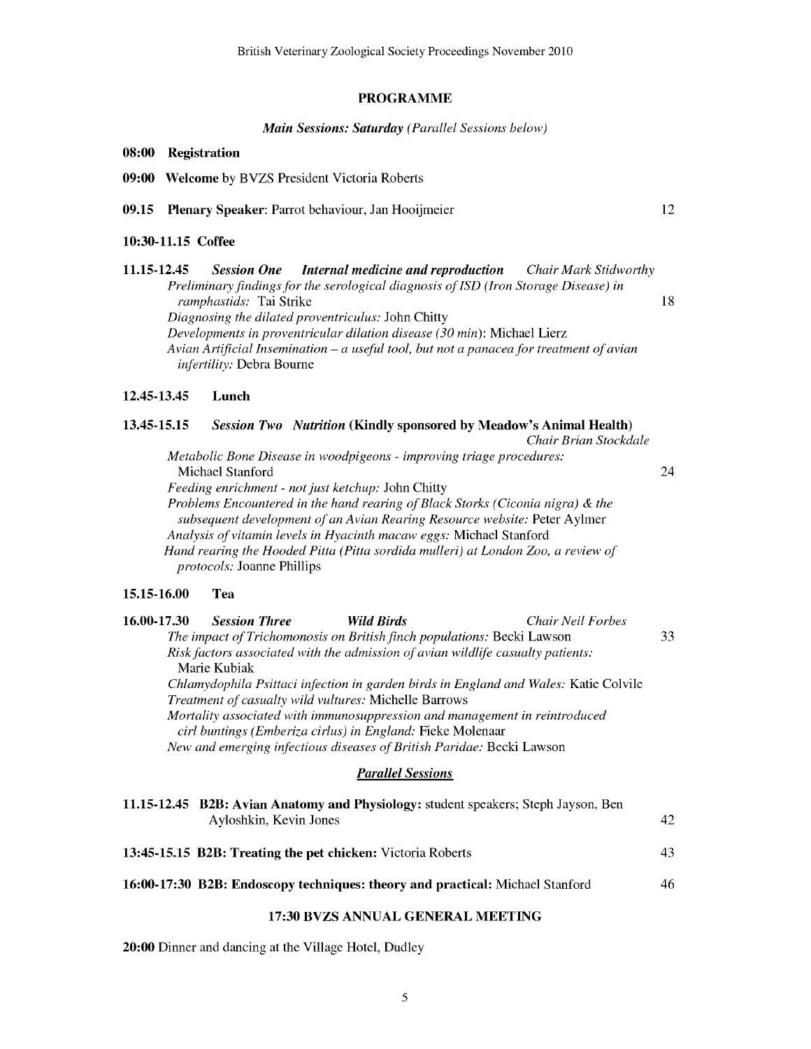## PROGRAMME

***Main Sessions: Saturday*** *(Parallel Sessions below)*

**08:00 Registration**

**09:00 Welcome** by BVZS President Victoria Roberts

**09.15 Plenary Speaker**: Parrot behaviour, Jan Hooijmeier — 12

**10:30-11.15 Coffee**

**11.15-12.45** ***Session One*** ***Internal medicine and reproduction*** *Chair Mark Stidworthy*

- *Preliminary findings for the serological diagnosis of ISD (Iron Storage Disease) in ramphastids:* Tai Strike — 18
- *Diagnosing the dilated proventriculus:* John Chitty
- *Developments in proventricular dilation disease (30 min)*: Michael Lierz
- *Avian Artificial Insemination – a useful tool, but not a panacea for treatment of avian infertility:* Debra Bourne

**12.45-13.45 Lunch**

**13.45-15.15** ***Session Two*** ***Nutrition*** **(Kindly sponsored by Meadow's Animal Health)** *Chair Brian Stockdale*

- *Metabolic Bone Disease in woodpigeons - improving triage procedures:* Michael Stanford — 24
- *Feeding enrichment - not just ketchup:* John Chitty
- *Problems Encountered in the hand rearing of Black Storks (Ciconia nigra) & the subsequent development of an Avian Rearing Resource website:* Peter Aylmer
- *Analysis of vitamin levels in Hyacinth macaw eggs:* Michael Stanford
- *Hand rearing the Hooded Pitta (Pitta sordida mulleri) at London Zoo, a review of protocols:* Joanne Phillips

**15.15-16.00 Tea**

**16.00-17.30** ***Session Three*** ***Wild Birds*** *Chair Neil Forbes*

- *The impact of Trichomonosis on British finch populations:* Becki Lawson — 33
- *Risk factors associated with the admission of avian wildlife casualty patients:* Marie Kubiak
- *Chlamydophila Psittaci infection in garden birds in England and Wales:* Katie Colvile
- *Treatment of casualty wild vultures:* Michelle Barrows
- *Mortality associated with immunosuppression and management in reintroduced cirl buntings (Emberiza cirlus) in England:* Fieke Molenaar
- *New and emerging infectious diseases of British Paridae:* Becki Lawson

### ***Parallel Sessions***

**11.15-12.45 B2B: Avian Anatomy and Physiology:** student speakers; Steph Jayson, Ben Ayloshkin, Kevin Jones — 42

**13:45-15.15 B2B: Treating the pet chicken:** Victoria Roberts — 43

**16:00-17:30 B2B: Endoscopy techniques: theory and practical:** Michael Stanford — 46

**17:30 BVZS ANNUAL GENERAL MEETING**

**20:00** Dinner and dancing at the Village Hotel, Dudley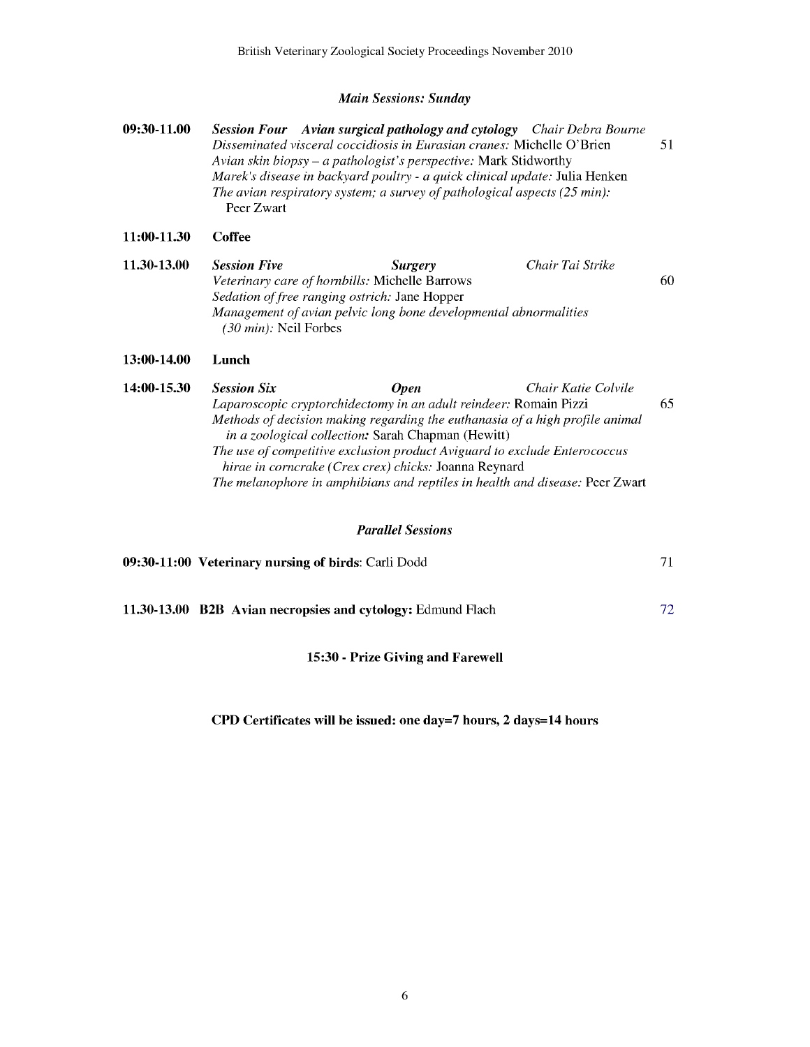## *Main Sessions: Sunday*

**09:30-11.00** ***Session Four Avian surgical pathology and cytology*** *Chair Debra Bourne*

*Disseminated visceral coccidiosis in Eurasian cranes:* Michelle O'Brien — 51

*Avian skin biopsy – a pathologist's perspective:* Mark Stidworthy

*Marek's disease in backyard poultry - a quick clinical update:* Julia Henken

*The avian respiratory system; a survey of pathological aspects (25 min):* Peer Zwart

**11:00-11.30** **Coffee**

**11.30-13.00** ***Session Five*** ***Surgery*** *Chair Tai Strike*

*Veterinary care of hornbills:* Michelle Barrows — 60

*Sedation of free ranging ostrich:* Jane Hopper

*Management of avian pelvic long bone developmental abnormalities (30 min):* Neil Forbes

**13:00-14.00** **Lunch**

**14:00-15.30** ***Session Six*** ***Open*** *Chair Katie Colvile*

*Laparoscopic cryptorchidectomy in an adult reindeer:* Romain Pizzi — 65

*Methods of decision making regarding the euthanasia of a high profile animal in a zoological collection:* Sarah Chapman (Hewitt)

*The use of competitive exclusion product Aviguard to exclude Enterococcus hirae in corncrake (Crex crex) chicks:* Joanna Reynard

*The melanophore in amphibians and reptiles in health and disease:* Peer Zwart

## *Parallel Sessions*

**09:30-11:00 Veterinary nursing of birds**: Carli Dodd — 71

**11.30-13.00 B2B Avian necropsies and cytology:** Edmund Flach — 72

**15:30 - Prize Giving and Farewell**

**CPD Certificates will be issued: one day=7 hours, 2 days=14 hours**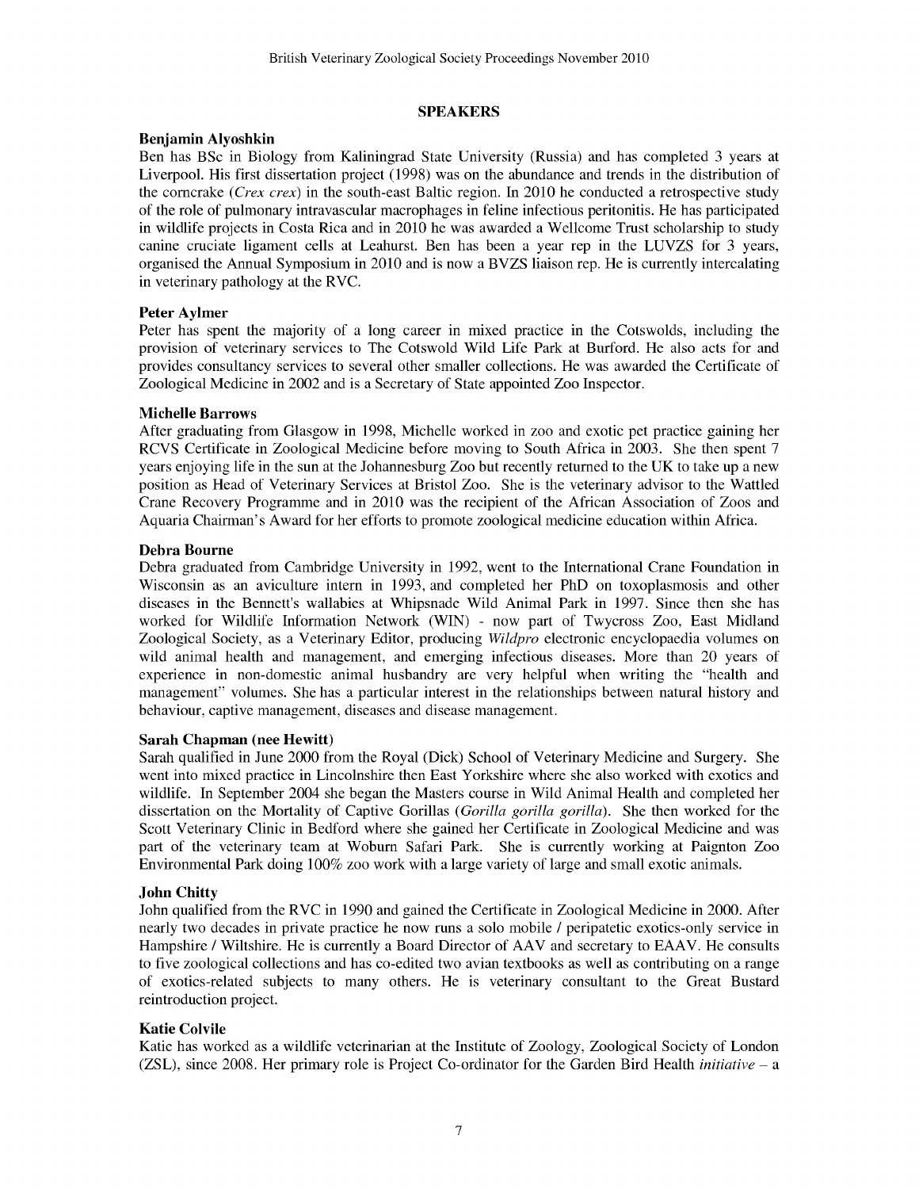## SPEAKERS

### Benjamin Alyoshkin

Ben has BSc in Biology from Kaliningrad State University (Russia) and has completed 3 years at Liverpool. His first dissertation project (1998) was on the abundance and trends in the distribution of the corncrake (*Crex crex*) in the south-east Baltic region. In 2010 he conducted a retrospective study of the role of pulmonary intravascular macrophages in feline infectious peritonitis. He has participated in wildlife projects in Costa Rica and in 2010 he was awarded a Wellcome Trust scholarship to study canine cruciate ligament cells at Leahurst. Ben has been a year rep in the LUVZS for 3 years, organised the Annual Symposium in 2010 and is now a BVZS liaison rep. He is currently intercalating in veterinary pathology at the RVC.

### Peter Aylmer

Peter has spent the majority of a long career in mixed practice in the Cotswolds, including the provision of veterinary services to The Cotswold Wild Life Park at Burford. He also acts for and provides consultancy services to several other smaller collections. He was awarded the Certificate of Zoological Medicine in 2002 and is a Secretary of State appointed Zoo Inspector.

### Michelle Barrows

After graduating from Glasgow in 1998, Michelle worked in zoo and exotic pet practice gaining her RCVS Certificate in Zoological Medicine before moving to South Africa in 2003. She then spent 7 years enjoying life in the sun at the Johannesburg Zoo but recently returned to the UK to take up a new position as Head of Veterinary Services at Bristol Zoo. She is the veterinary advisor to the Wattled Crane Recovery Programme and in 2010 was the recipient of the African Association of Zoos and Aquaria Chairman's Award for her efforts to promote zoological medicine education within Africa.

### Debra Bourne

Debra graduated from Cambridge University in 1992, went to the International Crane Foundation in Wisconsin as an aviculture intern in 1993, and completed her PhD on toxoplasmosis and other diseases in the Bennett's wallabies at Whipsnade Wild Animal Park in 1997. Since then she has worked for Wildlife Information Network (WIN) - now part of Twycross Zoo, East Midland Zoological Society, as a Veterinary Editor, producing *Wildpro* electronic encyclopaedia volumes on wild animal health and management, and emerging infectious diseases. More than 20 years of experience in non-domestic animal husbandry are very helpful when writing the "health and management" volumes. She has a particular interest in the relationships between natural history and behaviour, captive management, diseases and disease management.

### Sarah Chapman (nee Hewitt)

Sarah qualified in June 2000 from the Royal (Dick) School of Veterinary Medicine and Surgery. She went into mixed practice in Lincolnshire then East Yorkshire where she also worked with exotics and wildlife. In September 2004 she began the Masters course in Wild Animal Health and completed her dissertation on the Mortality of Captive Gorillas (*Gorilla gorilla gorilla*). She then worked for the Scott Veterinary Clinic in Bedford where she gained her Certificate in Zoological Medicine and was part of the veterinary team at Woburn Safari Park. She is currently working at Paignton Zoo Environmental Park doing 100% zoo work with a large variety of large and small exotic animals.

### John Chitty

John qualified from the RVC in 1990 and gained the Certificate in Zoological Medicine in 2000. After nearly two decades in private practice he now runs a solo mobile / peripatetic exotics-only service in Hampshire / Wiltshire. He is currently a Board Director of AAV and secretary to EAAV. He consults to five zoological collections and has co-edited two avian textbooks as well as contributing on a range of exotics-related subjects to many others. He is veterinary consultant to the Great Bustard reintroduction project.

### Katie Colvile

Katie has worked as a wildlife veterinarian at the Institute of Zoology, Zoological Society of London (ZSL), since 2008. Her primary role is Project Co-ordinator for the Garden Bird Health *initiative* – a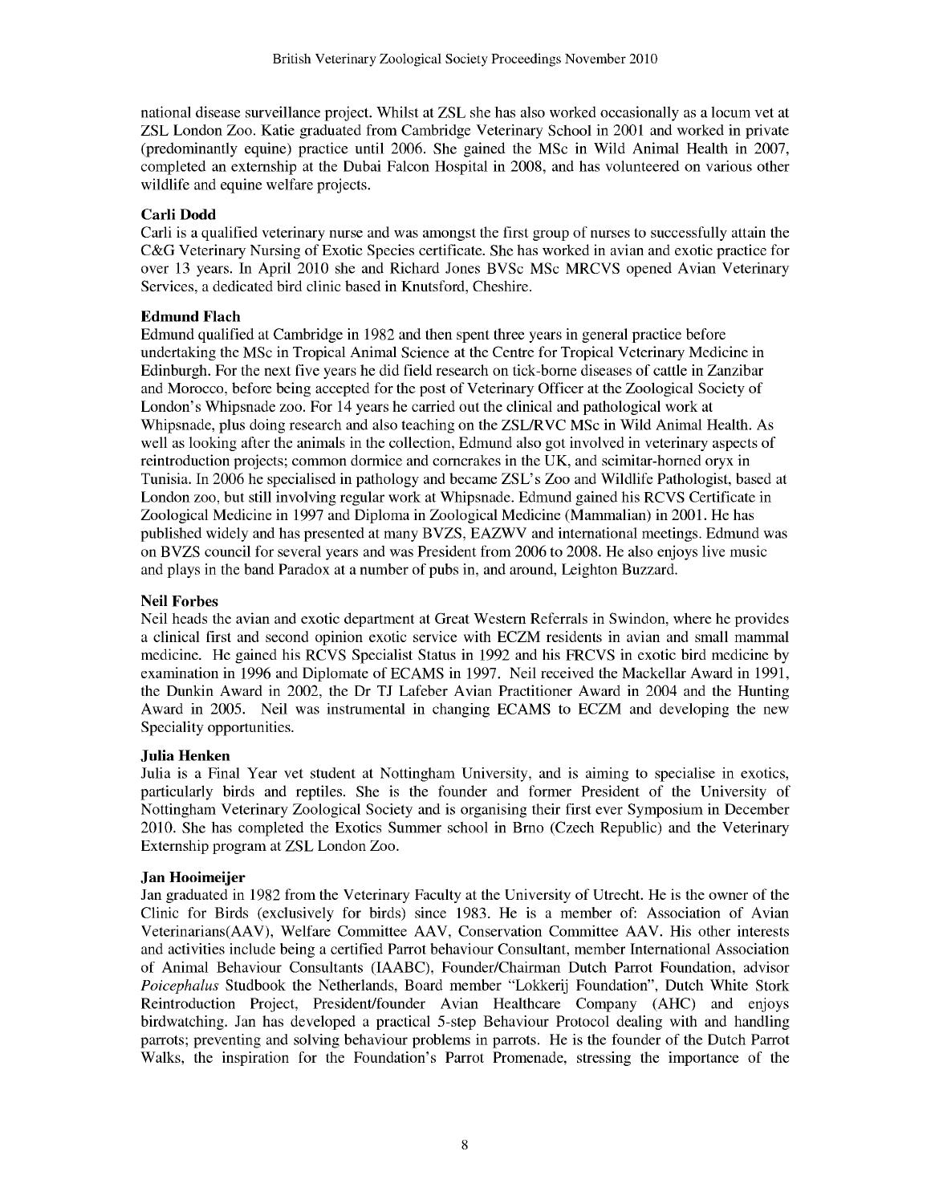national disease surveillance project. Whilst at ZSL she has also worked occasionally as a locum vet at ZSL London Zoo. Katie graduated from Cambridge Veterinary School in 2001 and worked in private (predominantly equine) practice until 2006. She gained the MSc in Wild Animal Health in 2007, completed an externship at the Dubai Falcon Hospital in 2008, and has volunteered on various other wildlife and equine welfare projects.

**Carli Dodd**
Carli is a qualified veterinary nurse and was amongst the first group of nurses to successfully attain the C&G Veterinary Nursing of Exotic Species certificate. She has worked in avian and exotic practice for over 13 years. In April 2010 she and Richard Jones BVSc MSc MRCVS opened Avian Veterinary Services, a dedicated bird clinic based in Knutsford, Cheshire.

**Edmund Flach**
Edmund qualified at Cambridge in 1982 and then spent three years in general practice before undertaking the MSc in Tropical Animal Science at the Centre for Tropical Veterinary Medicine in Edinburgh. For the next five years he did field research on tick-borne diseases of cattle in Zanzibar and Morocco, before being accepted for the post of Veterinary Officer at the Zoological Society of London's Whipsnade zoo. For 14 years he carried out the clinical and pathological work at Whipsnade, plus doing research and also teaching on the ZSL/RVC MSc in Wild Animal Health. As well as looking after the animals in the collection, Edmund also got involved in veterinary aspects of reintroduction projects; common dormice and corncrakes in the UK, and scimitar-horned oryx in Tunisia. In 2006 he specialised in pathology and became ZSL's Zoo and Wildlife Pathologist, based at London zoo, but still involving regular work at Whipsnade. Edmund gained his RCVS Certificate in Zoological Medicine in 1997 and Diploma in Zoological Medicine (Mammalian) in 2001. He has published widely and has presented at many BVZS, EAZWV and international meetings. Edmund was on BVZS council for several years and was President from 2006 to 2008. He also enjoys live music and plays in the band Paradox at a number of pubs in, and around, Leighton Buzzard.

**Neil Forbes**
Neil heads the avian and exotic department at Great Western Referrals in Swindon, where he provides a clinical first and second opinion exotic service with ECZM residents in avian and small mammal medicine. He gained his RCVS Specialist Status in 1992 and his FRCVS in exotic bird medicine by examination in 1996 and Diplomate of ECAMS in 1997. Neil received the Mackellar Award in 1991, the Dunkin Award in 2002, the Dr TJ Lafeber Avian Practitioner Award in 2004 and the Hunting Award in 2005. Neil was instrumental in changing ECAMS to ECZM and developing the new Speciality opportunities.

**Julia Henken**
Julia is a Final Year vet student at Nottingham University, and is aiming to specialise in exotics, particularly birds and reptiles. She is the founder and former President of the University of Nottingham Veterinary Zoological Society and is organising their first ever Symposium in December 2010. She has completed the Exotics Summer school in Brno (Czech Republic) and the Veterinary Externship program at ZSL London Zoo.

**Jan Hooimeijer**
Jan graduated in 1982 from the Veterinary Faculty at the University of Utrecht. He is the owner of the Clinic for Birds (exclusively for birds) since 1983. He is a member of: Association of Avian Veterinarians(AAV), Welfare Committee AAV, Conservation Committee AAV. His other interests and activities include being a certified Parrot behaviour Consultant, member International Association of Animal Behaviour Consultants (IAABC), Founder/Chairman Dutch Parrot Foundation, advisor *Poicephalus* Studbook the Netherlands, Board member "Lokkerij Foundation", Dutch White Stork Reintroduction Project, President/founder Avian Healthcare Company (AHC) and enjoys birdwatching. Jan has developed a practical 5-step Behaviour Protocol dealing with and handling parrots; preventing and solving behaviour problems in parrots. He is the founder of the Dutch Parrot Walks, the inspiration for the Foundation's Parrot Promenade, stressing the importance of the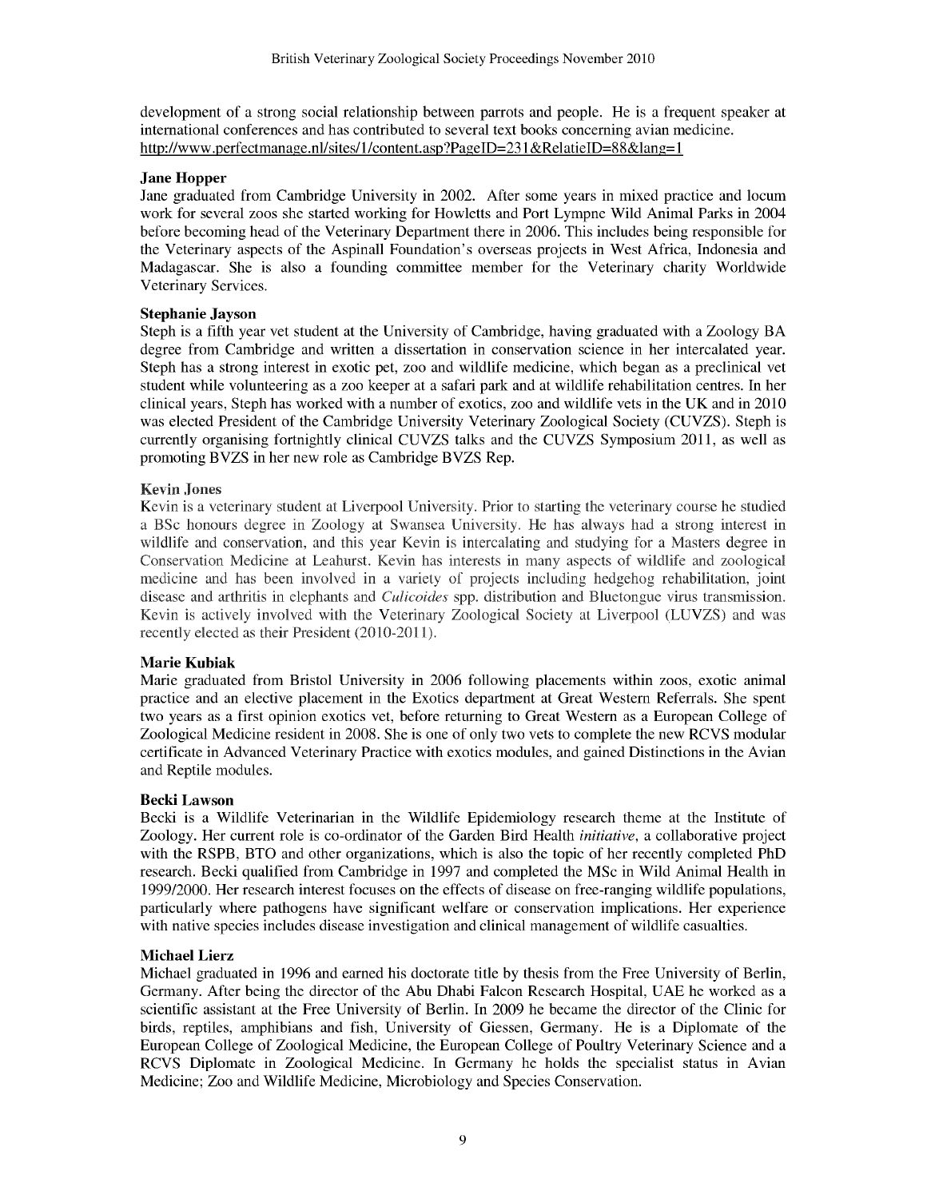development of a strong social relationship between parrots and people. He is a frequent speaker at international conferences and has contributed to several text books concerning avian medicine. http://www.perfectmanage.nl/sites/1/content.asp?PageID=231&RelatieID=88&lang=1

**Jane Hopper**

Jane graduated from Cambridge University in 2002. After some years in mixed practice and locum work for several zoos she started working for Howletts and Port Lympne Wild Animal Parks in 2004 before becoming head of the Veterinary Department there in 2006. This includes being responsible for the Veterinary aspects of the Aspinall Foundation's overseas projects in West Africa, Indonesia and Madagascar. She is also a founding committee member for the Veterinary charity Worldwide Veterinary Services.

**Stephanie Jayson**

Steph is a fifth year vet student at the University of Cambridge, having graduated with a Zoology BA degree from Cambridge and written a dissertation in conservation science in her intercalated year. Steph has a strong interest in exotic pet, zoo and wildlife medicine, which began as a preclinical vet student while volunteering as a zoo keeper at a safari park and at wildlife rehabilitation centres. In her clinical years, Steph has worked with a number of exotics, zoo and wildlife vets in the UK and in 2010 was elected President of the Cambridge University Veterinary Zoological Society (CUVZS). Steph is currently organising fortnightly clinical CUVZS talks and the CUVZS Symposium 2011, as well as promoting BVZS in her new role as Cambridge BVZS Rep.

**Kevin Jones**

Kevin is a veterinary student at Liverpool University. Prior to starting the veterinary course he studied a BSc honours degree in Zoology at Swansea University. He has always had a strong interest in wildlife and conservation, and this year Kevin is intercalating and studying for a Masters degree in Conservation Medicine at Leahurst. Kevin has interests in many aspects of wildlife and zoological medicine and has been involved in a variety of projects including hedgehog rehabilitation, joint disease and arthritis in elephants and *Culicoides* spp. distribution and Bluetongue virus transmission. Kevin is actively involved with the Veterinary Zoological Society at Liverpool (LUVZS) and was recently elected as their President (2010-2011).

**Marie Kubiak**

Marie graduated from Bristol University in 2006 following placements within zoos, exotic animal practice and an elective placement in the Exotics department at Great Western Referrals. She spent two years as a first opinion exotics vet, before returning to Great Western as a European College of Zoological Medicine resident in 2008. She is one of only two vets to complete the new RCVS modular certificate in Advanced Veterinary Practice with exotics modules, and gained Distinctions in the Avian and Reptile modules.

**Becki Lawson**

Becki is a Wildlife Veterinarian in the Wildlife Epidemiology research theme at the Institute of Zoology. Her current role is co-ordinator of the Garden Bird Health *initiative*, a collaborative project with the RSPB, BTO and other organizations, which is also the topic of her recently completed PhD research. Becki qualified from Cambridge in 1997 and completed the MSc in Wild Animal Health in 1999/2000. Her research interest focuses on the effects of disease on free-ranging wildlife populations, particularly where pathogens have significant welfare or conservation implications. Her experience with native species includes disease investigation and clinical management of wildlife casualties.

**Michael Lierz**

Michael graduated in 1996 and earned his doctorate title by thesis from the Free University of Berlin, Germany. After being the director of the Abu Dhabi Falcon Research Hospital, UAE he worked as a scientific assistant at the Free University of Berlin. In 2009 he became the director of the Clinic for birds, reptiles, amphibians and fish, University of Giessen, Germany. He is a Diplomate of the European College of Zoological Medicine, the European College of Poultry Veterinary Science and a RCVS Diplomate in Zoological Medicine. In Germany he holds the specialist status in Avian Medicine; Zoo and Wildlife Medicine, Microbiology and Species Conservation.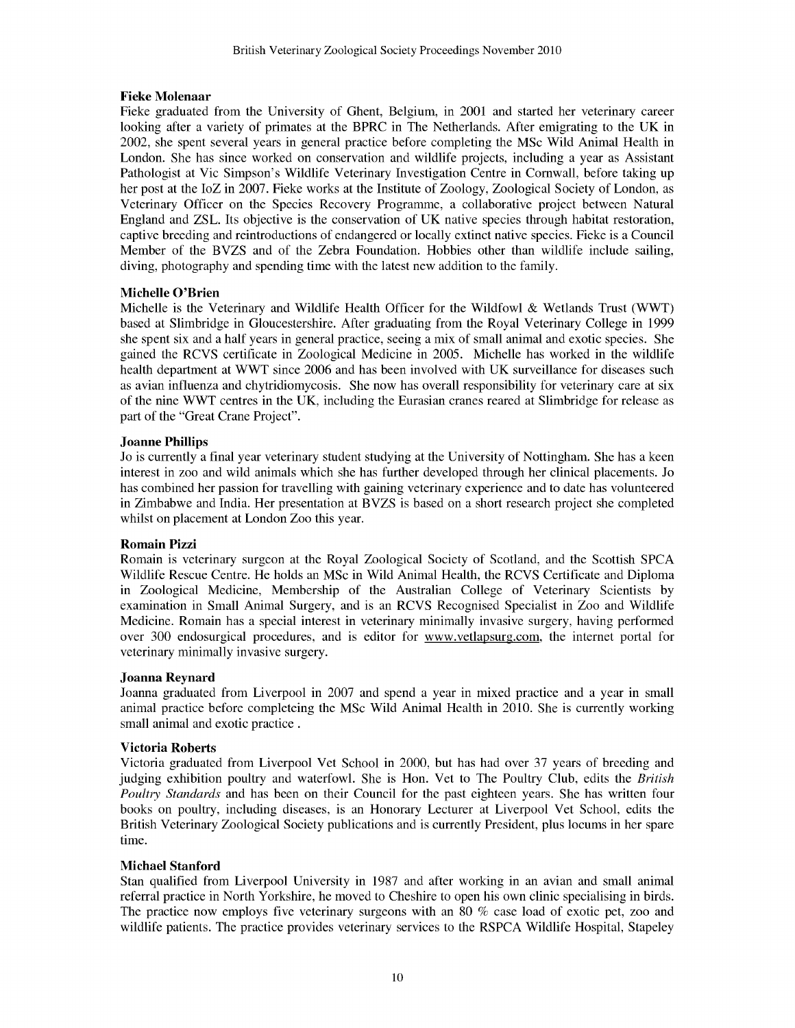### Fieke Molenaar

Fieke graduated from the University of Ghent, Belgium, in 2001 and started her veterinary career looking after a variety of primates at the BPRC in The Netherlands. After emigrating to the UK in 2002, she spent several years in general practice before completing the MSc Wild Animal Health in London. She has since worked on conservation and wildlife projects, including a year as Assistant Pathologist at Vic Simpson's Wildlife Veterinary Investigation Centre in Cornwall, before taking up her post at the IoZ in 2007. Fieke works at the Institute of Zoology, Zoological Society of London, as Veterinary Officer on the Species Recovery Programme, a collaborative project between Natural England and ZSL. Its objective is the conservation of UK native species through habitat restoration, captive breeding and reintroductions of endangered or locally extinct native species. Fieke is a Council Member of the BVZS and of the Zebra Foundation. Hobbies other than wildlife include sailing, diving, photography and spending time with the latest new addition to the family.

### Michelle O'Brien

Michelle is the Veterinary and Wildlife Health Officer for the Wildfowl & Wetlands Trust (WWT) based at Slimbridge in Gloucestershire. After graduating from the Royal Veterinary College in 1999 she spent six and a half years in general practice, seeing a mix of small animal and exotic species. She gained the RCVS certificate in Zoological Medicine in 2005. Michelle has worked in the wildlife health department at WWT since 2006 and has been involved with UK surveillance for diseases such as avian influenza and chytridiomycosis. She now has overall responsibility for veterinary care at six of the nine WWT centres in the UK, including the Eurasian cranes reared at Slimbridge for release as part of the "Great Crane Project".

### Joanne Phillips

Jo is currently a final year veterinary student studying at the University of Nottingham. She has a keen interest in zoo and wild animals which she has further developed through her clinical placements. Jo has combined her passion for travelling with gaining veterinary experience and to date has volunteered in Zimbabwe and India. Her presentation at BVZS is based on a short research project she completed whilst on placement at London Zoo this year.

### Romain Pizzi

Romain is veterinary surgeon at the Royal Zoological Society of Scotland, and the Scottish SPCA Wildlife Rescue Centre. He holds an MSc in Wild Animal Health, the RCVS Certificate and Diploma in Zoological Medicine, Membership of the Australian College of Veterinary Scientists by examination in Small Animal Surgery, and is an RCVS Recognised Specialist in Zoo and Wildlife Medicine. Romain has a special interest in veterinary minimally invasive surgery, having performed over 300 endosurgical procedures, and is editor for www.vetlapsurg.com, the internet portal for veterinary minimally invasive surgery.

### Joanna Reynard

Joanna graduated from Liverpool in 2007 and spend a year in mixed practice and a year in small animal practice before completeing the MSc Wild Animal Health in 2010. She is currently working small animal and exotic practice .

### Victoria Roberts

Victoria graduated from Liverpool Vet School in 2000, but has had over 37 years of breeding and judging exhibition poultry and waterfowl. She is Hon. Vet to The Poultry Club, edits the *British Poultry Standards* and has been on their Council for the past eighteen years. She has written four books on poultry, including diseases, is an Honorary Lecturer at Liverpool Vet School, edits the British Veterinary Zoological Society publications and is currently President, plus locums in her spare time.

### Michael Stanford

Stan qualified from Liverpool University in 1987 and after working in an avian and small animal referral practice in North Yorkshire, he moved to Cheshire to open his own clinic specialising in birds. The practice now employs five veterinary surgeons with an 80 % case load of exotic pet, zoo and wildlife patients. The practice provides veterinary services to the RSPCA Wildlife Hospital, Stapeley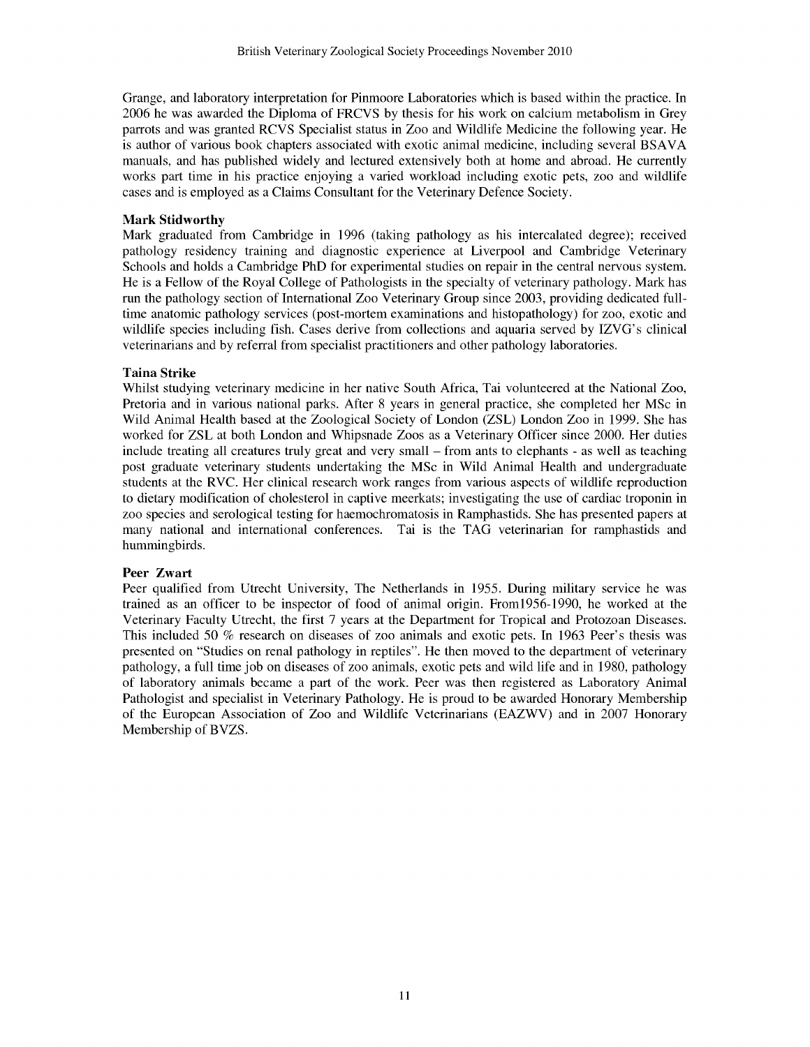Grange, and laboratory interpretation for Pinmoore Laboratories which is based within the practice. In 2006 he was awarded the Diploma of FRCVS by thesis for his work on calcium metabolism in Grey parrots and was granted RCVS Specialist status in Zoo and Wildlife Medicine the following year. He is author of various book chapters associated with exotic animal medicine, including several BSAVA manuals, and has published widely and lectured extensively both at home and abroad. He currently works part time in his practice enjoying a varied workload including exotic pets, zoo and wildlife cases and is employed as a Claims Consultant for the Veterinary Defence Society.

**Mark Stidworthy**

Mark graduated from Cambridge in 1996 (taking pathology as his intercalated degree); received pathology residency training and diagnostic experience at Liverpool and Cambridge Veterinary Schools and holds a Cambridge PhD for experimental studies on repair in the central nervous system. He is a Fellow of the Royal College of Pathologists in the specialty of veterinary pathology. Mark has run the pathology section of International Zoo Veterinary Group since 2003, providing dedicated full-time anatomic pathology services (post-mortem examinations and histopathology) for zoo, exotic and wildlife species including fish. Cases derive from collections and aquaria served by IZVG's clinical veterinarians and by referral from specialist practitioners and other pathology laboratories.

**Taina Strike**

Whilst studying veterinary medicine in her native South Africa, Tai volunteered at the National Zoo, Pretoria and in various national parks. After 8 years in general practice, she completed her MSc in Wild Animal Health based at the Zoological Society of London (ZSL) London Zoo in 1999. She has worked for ZSL at both London and Whipsnade Zoos as a Veterinary Officer since 2000. Her duties include treating all creatures truly great and very small – from ants to elephants - as well as teaching post graduate veterinary students undertaking the MSc in Wild Animal Health and undergraduate students at the RVC. Her clinical research work ranges from various aspects of wildlife reproduction to dietary modification of cholesterol in captive meerkats; investigating the use of cardiac troponin in zoo species and serological testing for haemochromatosis in Ramphastids. She has presented papers at many national and international conferences. Tai is the TAG veterinarian for ramphastids and hummingbirds.

**Peer Zwart**

Peer qualified from Utrecht University, The Netherlands in 1955. During military service he was trained as an officer to be inspector of food of animal origin. From1956-1990, he worked at the Veterinary Faculty Utrecht, the first 7 years at the Department for Tropical and Protozoan Diseases. This included 50 % research on diseases of zoo animals and exotic pets. In 1963 Peer's thesis was presented on "Studies on renal pathology in reptiles". He then moved to the department of veterinary pathology, a full time job on diseases of zoo animals, exotic pets and wild life and in 1980, pathology of laboratory animals became a part of the work. Peer was then registered as Laboratory Animal Pathologist and specialist in Veterinary Pathology. He is proud to be awarded Honorary Membership of the European Association of Zoo and Wildlife Veterinarians (EAZWV) and in 2007 Honorary Membership of BVZS.